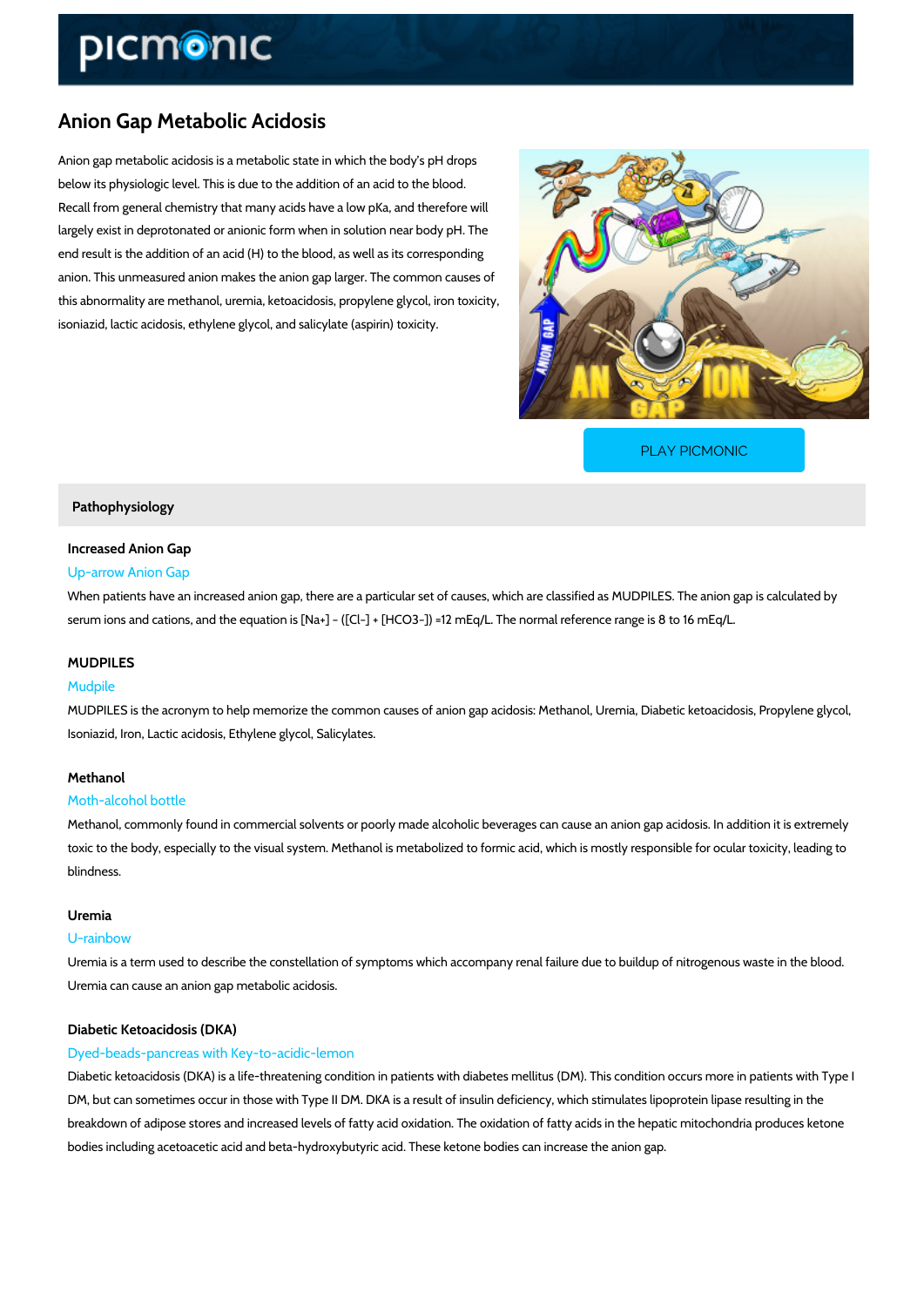# Anion Gap Metabolic Acidosis

Anion gap metabolic acidosis is a metabolic state in which the body's pH drops below its physiologic level. This is due to the addition of an acid to the blood. Recall from general chemistry that many acids have a low pKa, and therefore will largely exist in deprotonated or anionic form when in solution near body pH. The end result is the addition of an acid (H) to the blood, as well as its corresponding anion. This unmeasured anion makes the anion gap larger. The common causes of this abnormality are methanol, uremia, ketoacidosis, propylene glycol, iron toxicity, isoniazid, lactic acidosis, ethylene glycol, and salicylate (aspirin) toxicity.

PLAY PICMONIC

## Pathophysiology

### Increased Anion Gap

Up-arrow Anion Gap

When patients have an increased anion gap, there are a particular set of causes, which are classified as MUDPILES. The anion gap is calculated by serum ions and cations, and the equation is $[Na^+] - ([Cl^-] + [HCO_3^-]) = 12$ mEq/L. The normal reference range is 8 to 16 mEq/L.

### MUDPILES

Mudpile

MUDPILES is the acronym to help memorize the common causes of anion gap acidosis: Methanol, Uremia, Diabetic ketoacidosis, Propylene glycol, Isoniazid, Iron, Lactic acidosis, Ethylene glycol, Salicylates.

### Methanol

Moth-alcohol bottle

Methanol, commonly found in commercial solvents or poorly made alcoholic beverages can cause an anion gap acidosis. In addition it is extremely toxic to the body, especially to the visual system. Methanol is metabolized to formic acid, which is mostly responsible for ocular toxicity, leading to blindness.

### Uremia

U-rainbow

Uremia is a term used to describe the constellation of symptoms which accompany renal failure due to buildup of nitrogenous waste in the blood. Uremia can cause an anion gap metabolic acidosis.

### Diabetic Ketoacidosis (DKA)

Dyed-beads-pancreas with Key-to-acidic-lemon

Diabetic ketoacidosis (DKA) is a life-threatening condition in patients with diabetes mellitus (DM). This condition occurs more in patients with Type I DM, but can sometimes occur in those with Type II DM. DKA is a result of insulin deficiency, which stimulates lipoprotein lipase resulting in the breakdown of adipose stores and increased levels of fatty acid oxidation. The oxidation of fatty acids in the hepatic mitochondria produces ketone bodies including acetoacetic acid and beta-hydroxybutyric acid. These ketone bodies can increase the anion gap.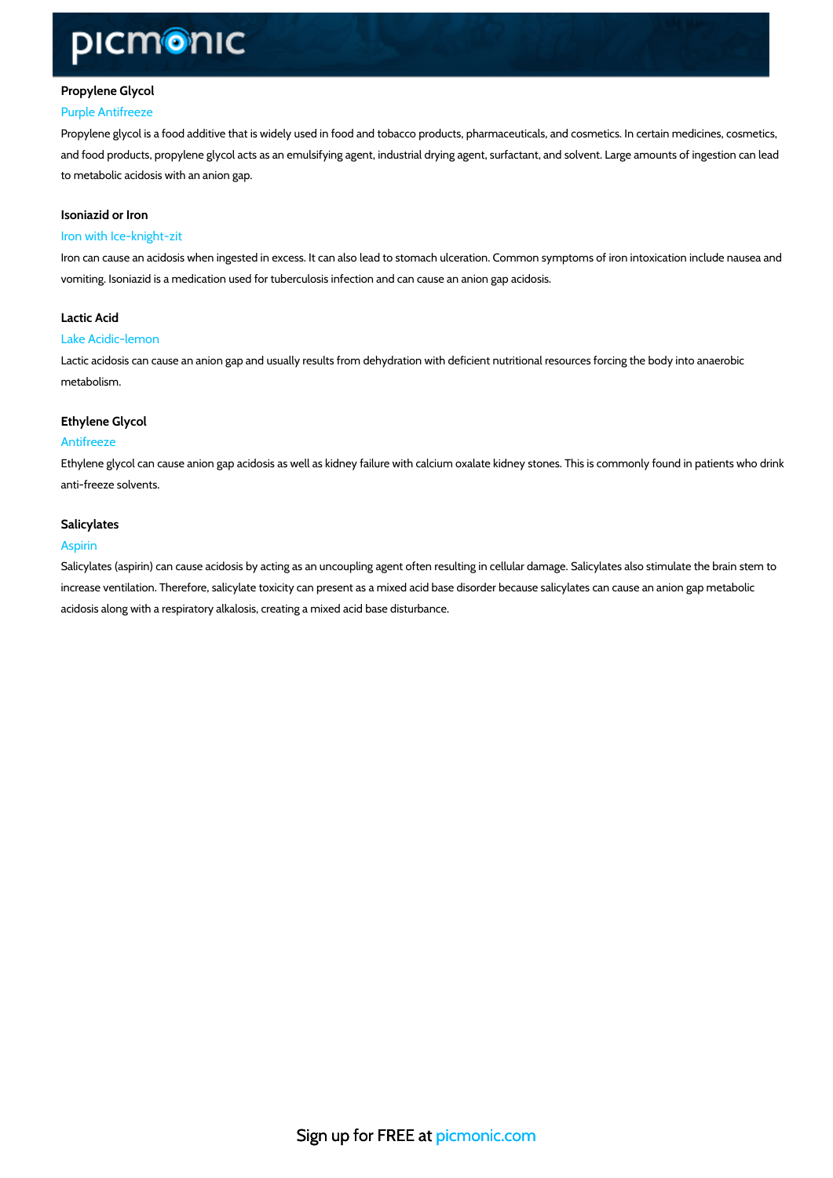### Propylene Glycol

Purple Antifreeze

Propylene glycol is a food additive that is widely used in food and tobacco products, pharmaceuticals, and cosmetics. In certain medicines, cosmetics, and food products, propylene glycol acts as an emulsifying agent, industrial drying agent, surfactant, and solvent. Large amounts of ingestion can lead to metabolic acidosis with an anion gap.

### Isoniazid or Iron

Iron with Ice-knight-zit

Iron can cause an acidosis when ingested in excess. It can also lead to stomach ulceration. Common symptoms of iron intoxication include nausea and vomiting. Isoniazid is a medication used for tuberculosis infection and can cause an anion gap acidosis.

### Lactic Acid

Lake Acidic-lemon

Lactic acidosis can cause an anion gap and usually results from dehydration with deficient nutritional resources forcing the body into anaerobic metabolism.

### Ethylene Glycol

Antifreeze

Ethylene glycol can cause anion gap acidosis as well as kidney failure with calcium oxalate kidney stones. This is commonly found in patients who drink anti-freeze solvents.

### Salicylates

Aspirin

Salicylates (aspirin) can cause acidosis by acting as an uncoupling agent often resulting in cellular damage. Salicylates also stimulate the brain stem to increase ventilation. Therefore, salicylate toxicity can present as a mixed acid base disorder because salicylates can cause an anion gap metabolic acidosis along with a respiratory alkalosis, creating a mixed acid base disturbance.